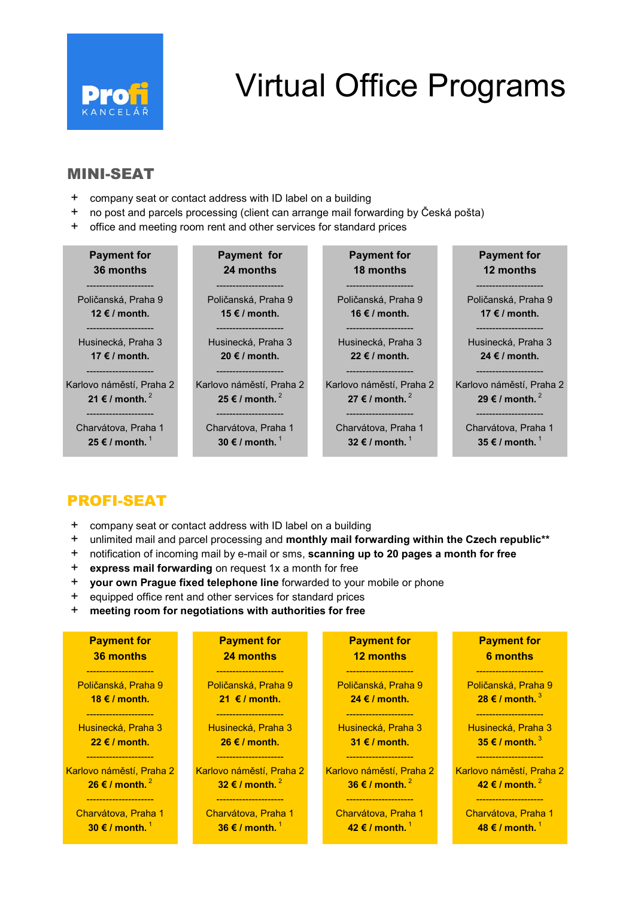Profi KANCELÁŘ

# Virtual Office Programs

## MINI-SEAT

- company seat or contact address with ID label on a building
- no post and parcels processing (client can arrange mail forwarding by Česká pošta)
- office and meeting room rent and other services for standard prices

| Payment for 36 months | Payment for 24 months | Payment for 18 months | Payment for 12 months |
| --- | --- | --- | --- |
| Poličanská, Praha 9 **12 € / month.** | Poličanská, Praha 9 **15 € / month.** | Poličanská, Praha 9 **16 € / month.** | Poličanská, Praha 9 **17 € / month.** |
| Husinecká, Praha 3 **17 € / month.** | Husinecká, Praha 3 **20 € / month.** | Husinecká, Praha 3 **22 € / month.** | Husinecká, Praha 3 **24 € / month.** |
| Karlovo náměstí, Praha 2 **21 € / month.** [2] | Karlovo náměstí, Praha 2 **25 € / month.** [2] | Karlovo náměstí, Praha 2 **27 € / month.** [2] | Karlovo náměstí, Praha 2 **29 € / month.** [2] |
| Charvátova, Praha 1 **25 € / month.** [1] | Charvátova, Praha 1 **30 € / month.** [1] | Charvátova, Praha 1 **32 € / month.** [1] | Charvátova, Praha 1 **35 € / month.** [1] |

## PROFI-SEAT

- company seat or contact address with ID label on a building
- unlimited mail and parcel processing and **monthly mail forwarding within the Czech republic****
- notification of incoming mail by e-mail or sms, **scanning up to 20 pages a month for free**
- **express mail forwarding** on request 1x a month for free
- **your own Prague fixed telephone line** forwarded to your mobile or phone
- equipped office rent and other services for standard prices
- **meeting room for negotiations with authorities for free**

| Payment for 36 months | Payment for 24 months | Payment for 12 months | Payment for 6 months |
| --- | --- | --- | --- |
| Poličanská, Praha 9 **18 € / month.** | Poličanská, Praha 9 **21 € / month.** | Poličanská, Praha 9 **24 € / month.** | Poličanská, Praha 9 **28 € / month.** [3] |
| Husinecká, Praha 3 **22 € / month.** | Husinecká, Praha 3 **26 € / month.** | Husinecká, Praha 3 **31 € / month.** | Husinecká, Praha 3 **35 € / month.** [3] |
| Karlovo náměstí, Praha 2 **26 € / month.** [2] | Karlovo náměstí, Praha 2 **32 € / month.** [2] | Karlovo náměstí, Praha 2 **36 € / month.** [2] | Karlovo náměstí, Praha 2 **42 € / month.** [2] |
| Charvátova, Praha 1 **30 € / month.** [1] | Charvátova, Praha 1 **36 € / month.** [1] | Charvátova, Praha 1 **42 € / month.** [1] | Charvátova, Praha 1 **48 € / month.** [1] |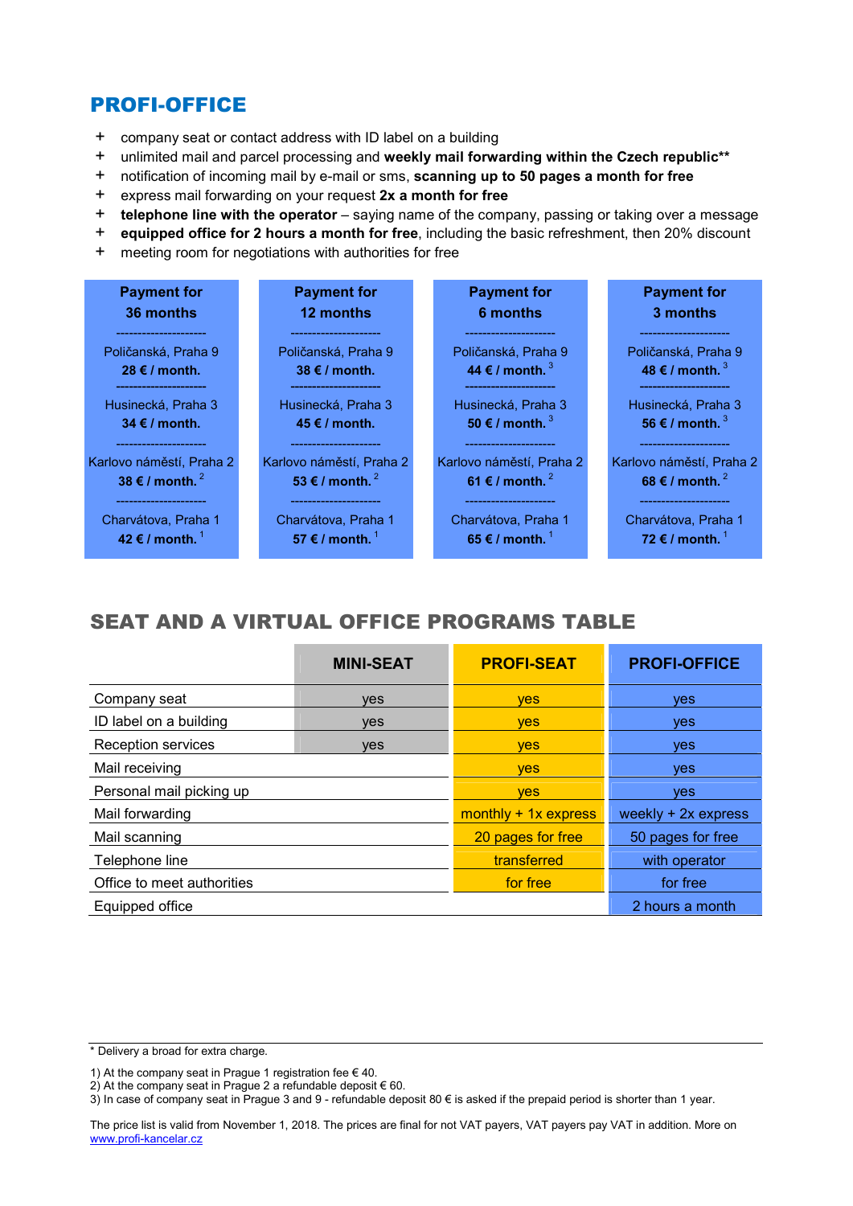## PROFI-OFFICE

- company seat or contact address with ID label on a building
- unlimited mail and parcel processing and **weekly mail forwarding within the Czech republic****
- notification of incoming mail by e-mail or sms, **scanning up to 50 pages a month for free**
- express mail forwarding on your request **2x a month for free**
- **telephone line with the operator** – saying name of the company, passing or taking over a message
- **equipped office for 2 hours a month for free**, including the basic refreshment, then 20% discount
- meeting room for negotiations with authorities for free

| Payment for 36 months | Payment for 12 months | Payment for 6 months | Payment for 3 months |
|---|---|---|---|
| Poličanská, Praha 9 **28 € / month.** | Poličanská, Praha 9 **38 € / month.** | Poličanská, Praha 9 **44 € / month.** [3] | Poličanská, Praha 9 **48 € / month.** [3] |
| Husinecká, Praha 3 **34 € / month.** | Husinecká, Praha 3 **45 € / month.** | Husinecká, Praha 3 **50 € / month.** [3] | Husinecká, Praha 3 **56 € / month.** [3] |
| Karlovo náměstí, Praha 2 **38 € / month.** [2] | Karlovo náměstí, Praha 2 **53 € / month.** [2] | Karlovo náměstí, Praha 2 **61 € / month.** [2] | Karlovo náměstí, Praha 2 **68 € / month.** [2] |
| Charvátova, Praha 1 **42 € / month.** [1] | Charvátova, Praha 1 **57 € / month.** [1] | Charvátova, Praha 1 **65 € / month.** [1] | Charvátova, Praha 1 **72 € / month.** [1] |

## SEAT AND A VIRTUAL OFFICE PROGRAMS TABLE

| | MINI-SEAT | PROFI-SEAT | PROFI-OFFICE |
|---|---|---|---|
| Company seat | yes | yes | yes |
| ID label on a building | yes | yes | yes |
| Reception services | yes | yes | yes |
| Mail receiving | | yes | yes |
| Personal mail picking up | | yes | yes |
| Mail forwarding | | monthly + 1x express | weekly + 2x express |
| Mail scanning | | 20 pages for free | 50 pages for free |
| Telephone line | | transferred | with operator |
| Office to meet authorities | | for free | for free |
| Equipped office | | | 2 hours a month |

* Delivery a broad for extra charge.

1) At the company seat in Prague 1 registration fee € 40.
2) At the company seat in Prague 2 a refundable deposit € 60.
3) In case of company seat in Prague 3 and 9 - refundable deposit 80 € is asked if the prepaid period is shorter than 1 year.

The price list is valid from November 1, 2018. The prices are final for not VAT payers, VAT payers pay VAT in addition. More on www.profi-kancelar.cz